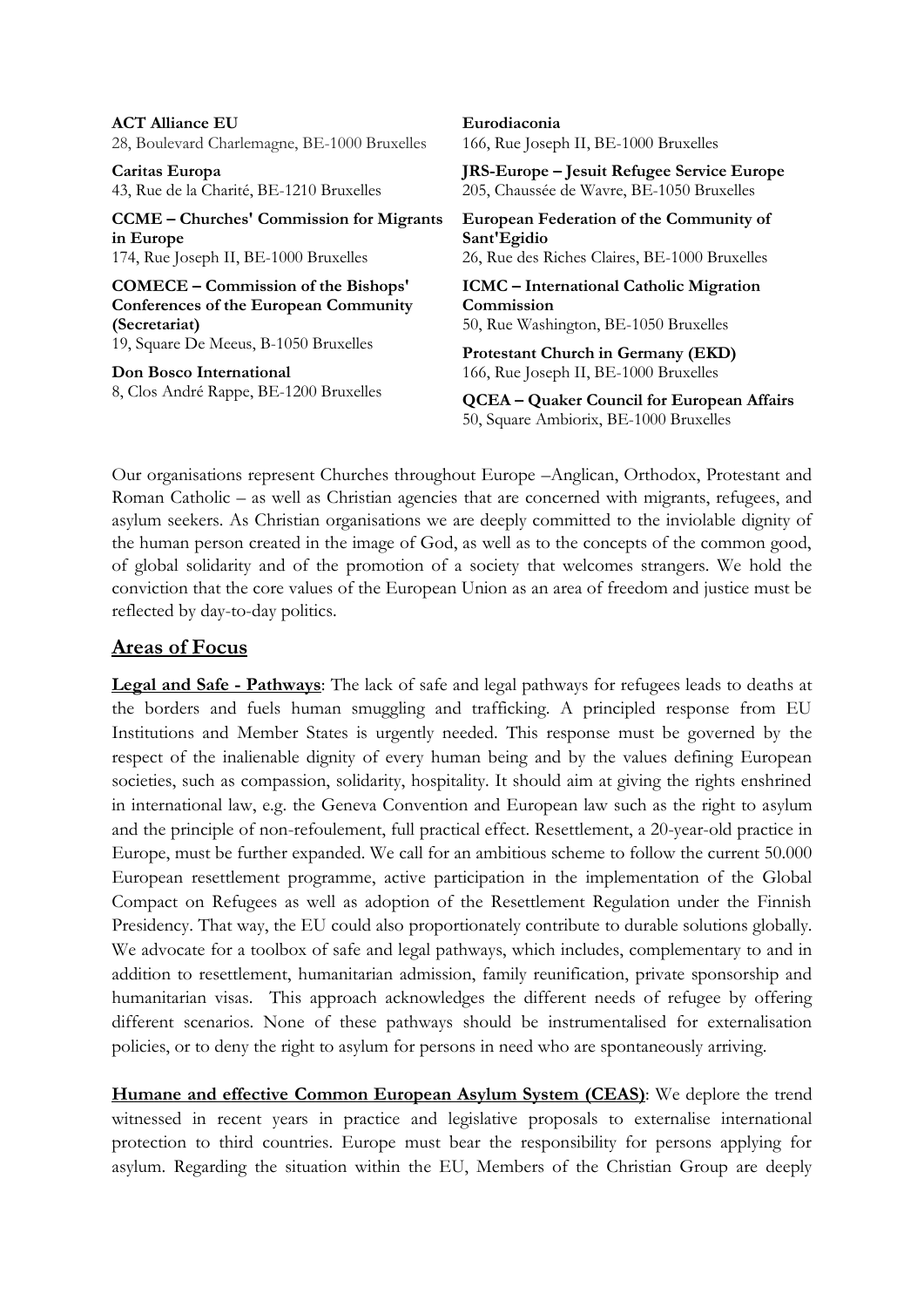**ACT Alliance EU**
28, Boulevard Charlemagne, BE-1000 Bruxelles

**Caritas Europa**
43, Rue de la Charité, BE-1210 Bruxelles

**CCME – Churches' Commission for Migrants in Europe**
174, Rue Joseph II, BE-1000 Bruxelles

**COMECE – Commission of the Bishops' Conferences of the European Community (Secretariat)**
19, Square De Meeus, B-1050 Bruxelles

**Don Bosco International**
8, Clos André Rappe, BE-1200 Bruxelles

**Eurodiaconia**
166, Rue Joseph II, BE-1000 Bruxelles

**JRS-Europe – Jesuit Refugee Service Europe**
205, Chaussée de Wavre, BE-1050 Bruxelles

**European Federation of the Community of Sant'Egidio**
26, Rue des Riches Claires, BE-1000 Bruxelles

**ICMC – International Catholic Migration Commission**
50, Rue Washington, BE-1050 Bruxelles

**Protestant Church in Germany (EKD)**
166, Rue Joseph II, BE-1000 Bruxelles

**QCEA – Quaker Council for European Affairs**
50, Square Ambiorix, BE-1000 Bruxelles

Our organisations represent Churches throughout Europe –Anglican, Orthodox, Protestant and Roman Catholic – as well as Christian agencies that are concerned with migrants, refugees, and asylum seekers. As Christian organisations we are deeply committed to the inviolable dignity of the human person created in the image of God, as well as to the concepts of the common good, of global solidarity and of the promotion of a society that welcomes strangers. We hold the conviction that the core values of the European Union as an area of freedom and justice must be reflected by day-to-day politics.

## Areas of Focus

**Legal and Safe - Pathways**: The lack of safe and legal pathways for refugees leads to deaths at the borders and fuels human smuggling and trafficking. A principled response from EU Institutions and Member States is urgently needed. This response must be governed by the respect of the inalienable dignity of every human being and by the values defining European societies, such as compassion, solidarity, hospitality. It should aim at giving the rights enshrined in international law, e.g. the Geneva Convention and European law such as the right to asylum and the principle of non-refoulement, full practical effect. Resettlement, a 20-year-old practice in Europe, must be further expanded. We call for an ambitious scheme to follow the current 50.000 European resettlement programme, active participation in the implementation of the Global Compact on Refugees as well as adoption of the Resettlement Regulation under the Finnish Presidency. That way, the EU could also proportionately contribute to durable solutions globally. We advocate for a toolbox of safe and legal pathways, which includes, complementary to and in addition to resettlement, humanitarian admission, family reunification, private sponsorship and humanitarian visas. This approach acknowledges the different needs of refugee by offering different scenarios. None of these pathways should be instrumentalised for externalisation policies, or to deny the right to asylum for persons in need who are spontaneously arriving.

**Humane and effective Common European Asylum System (CEAS)**: We deplore the trend witnessed in recent years in practice and legislative proposals to externalise international protection to third countries. Europe must bear the responsibility for persons applying for asylum. Regarding the situation within the EU, Members of the Christian Group are deeply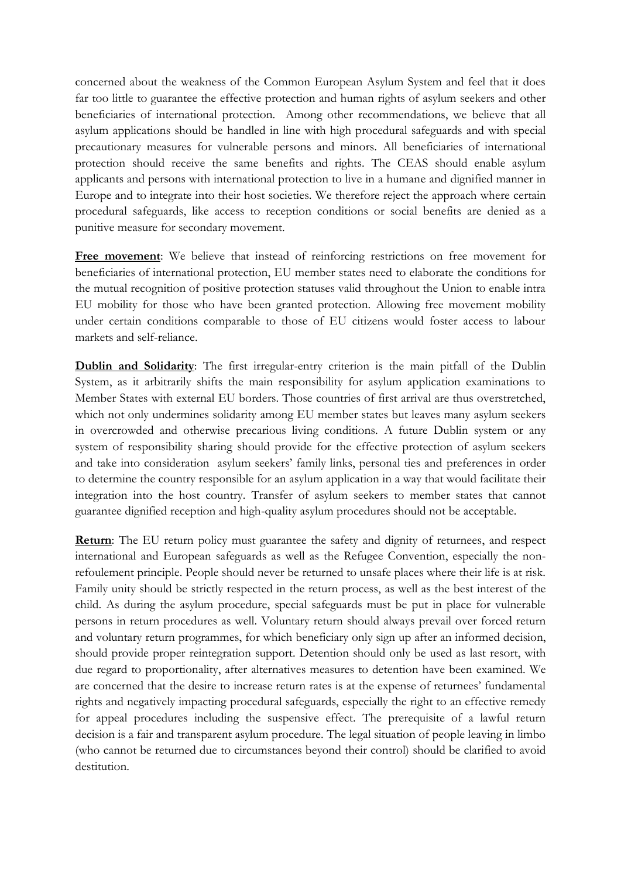concerned about the weakness of the Common European Asylum System and feel that it does far too little to guarantee the effective protection and human rights of asylum seekers and other beneficiaries of international protection. Among other recommendations, we believe that all asylum applications should be handled in line with high procedural safeguards and with special precautionary measures for vulnerable persons and minors. All beneficiaries of international protection should receive the same benefits and rights. The CEAS should enable asylum applicants and persons with international protection to live in a humane and dignified manner in Europe and to integrate into their host societies. We therefore reject the approach where certain procedural safeguards, like access to reception conditions or social benefits are denied as a punitive measure for secondary movement.

**Free movement**: We believe that instead of reinforcing restrictions on free movement for beneficiaries of international protection, EU member states need to elaborate the conditions for the mutual recognition of positive protection statuses valid throughout the Union to enable intra EU mobility for those who have been granted protection. Allowing free movement mobility under certain conditions comparable to those of EU citizens would foster access to labour markets and self-reliance.

**Dublin and Solidarity**: The first irregular-entry criterion is the main pitfall of the Dublin System, as it arbitrarily shifts the main responsibility for asylum application examinations to Member States with external EU borders. Those countries of first arrival are thus overstretched, which not only undermines solidarity among EU member states but leaves many asylum seekers in overcrowded and otherwise precarious living conditions. A future Dublin system or any system of responsibility sharing should provide for the effective protection of asylum seekers and take into consideration asylum seekers' family links, personal ties and preferences in order to determine the country responsible for an asylum application in a way that would facilitate their integration into the host country. Transfer of asylum seekers to member states that cannot guarantee dignified reception and high-quality asylum procedures should not be acceptable.

**Return**: The EU return policy must guarantee the safety and dignity of returnees, and respect international and European safeguards as well as the Refugee Convention, especially the non-refoulement principle. People should never be returned to unsafe places where their life is at risk. Family unity should be strictly respected in the return process, as well as the best interest of the child. As during the asylum procedure, special safeguards must be put in place for vulnerable persons in return procedures as well. Voluntary return should always prevail over forced return and voluntary return programmes, for which beneficiary only sign up after an informed decision, should provide proper reintegration support. Detention should only be used as last resort, with due regard to proportionality, after alternatives measures to detention have been examined. We are concerned that the desire to increase return rates is at the expense of returnees' fundamental rights and negatively impacting procedural safeguards, especially the right to an effective remedy for appeal procedures including the suspensive effect. The prerequisite of a lawful return decision is a fair and transparent asylum procedure. The legal situation of people leaving in limbo (who cannot be returned due to circumstances beyond their control) should be clarified to avoid destitution.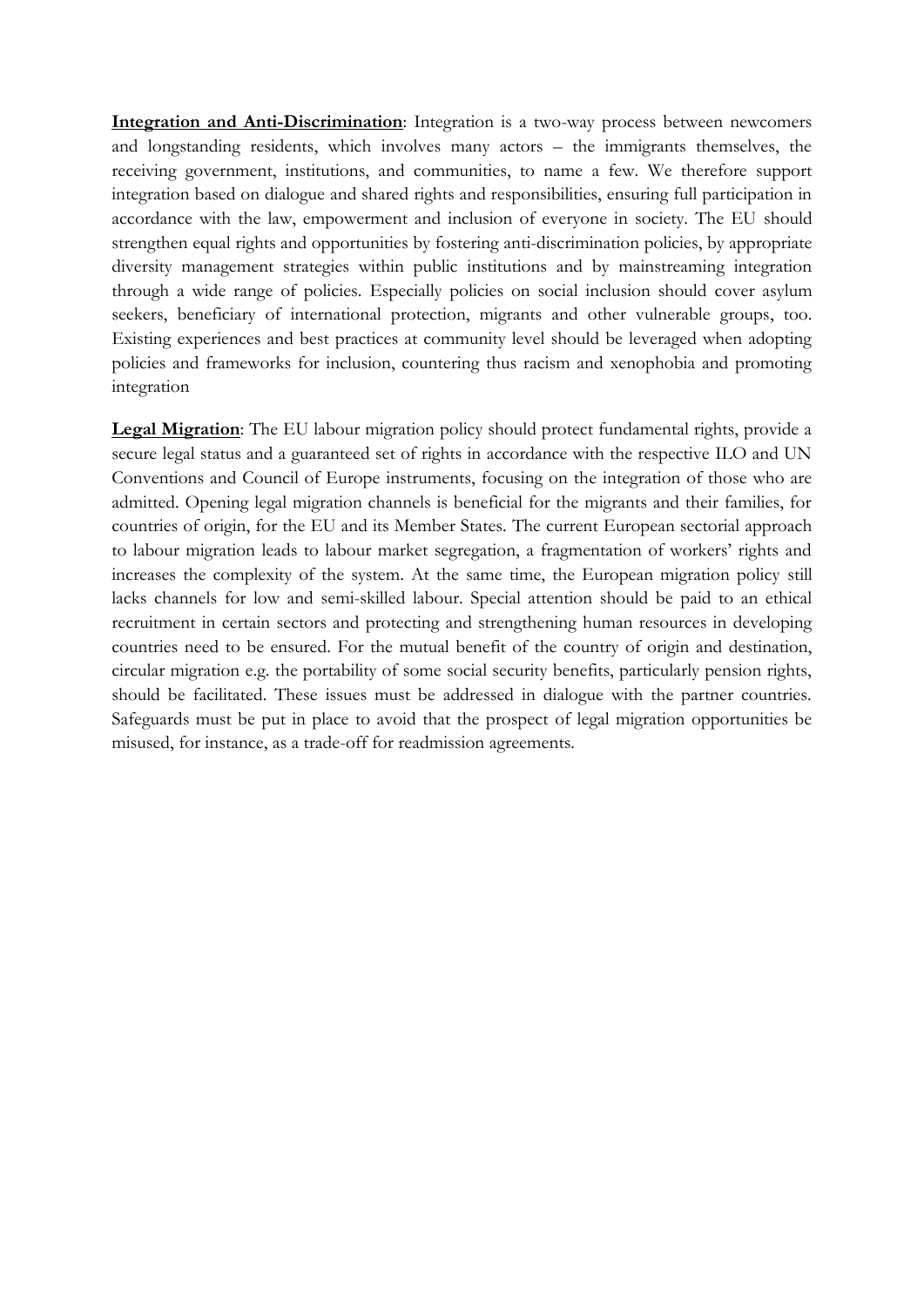**<u>Integration and Anti-Discrimination</u>**: Integration is a two-way process between newcomers and longstanding residents, which involves many actors – the immigrants themselves, the receiving government, institutions, and communities, to name a few. We therefore support integration based on dialogue and shared rights and responsibilities, ensuring full participation in accordance with the law, empowerment and inclusion of everyone in society. The EU should strengthen equal rights and opportunities by fostering anti-discrimination policies, by appropriate diversity management strategies within public institutions and by mainstreaming integration through a wide range of policies. Especially policies on social inclusion should cover asylum seekers, beneficiary of international protection, migrants and other vulnerable groups, too. Existing experiences and best practices at community level should be leveraged when adopting policies and frameworks for inclusion, countering thus racism and xenophobia and promoting integration

**<u>Legal Migration</u>**: The EU labour migration policy should protect fundamental rights, provide a secure legal status and a guaranteed set of rights in accordance with the respective ILO and UN Conventions and Council of Europe instruments, focusing on the integration of those who are admitted. Opening legal migration channels is beneficial for the migrants and their families, for countries of origin, for the EU and its Member States. The current European sectorial approach to labour migration leads to labour market segregation, a fragmentation of workers' rights and increases the complexity of the system. At the same time, the European migration policy still lacks channels for low and semi-skilled labour. Special attention should be paid to an ethical recruitment in certain sectors and protecting and strengthening human resources in developing countries need to be ensured. For the mutual benefit of the country of origin and destination, circular migration e.g. the portability of some social security benefits, particularly pension rights, should be facilitated. These issues must be addressed in dialogue with the partner countries. Safeguards must be put in place to avoid that the prospect of legal migration opportunities be misused, for instance, as a trade-off for readmission agreements.